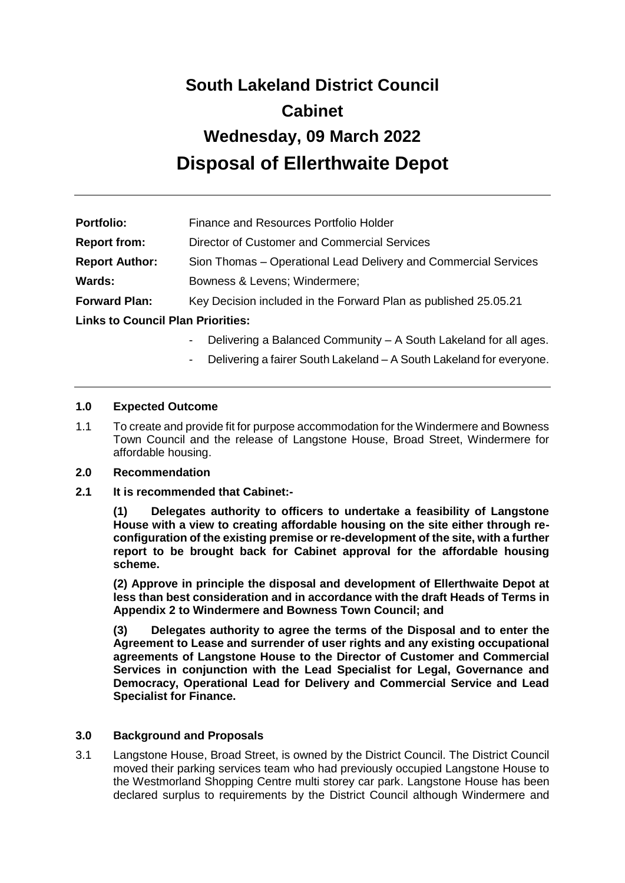# South Lakeland District Council
# Cabinet
# Wednesday, 09 March 2022
# Disposal of Ellerthwaite Depot

---

**Portfolio:** Finance and Resources Portfolio Holder

**Report from:** Director of Customer and Commercial Services

**Report Author:** Sion Thomas – Operational Lead Delivery and Commercial Services

**Wards:** Bowness & Levens; Windermere;

**Forward Plan:** Key Decision included in the Forward Plan as published 25.05.21

**Links to Council Plan Priorities:**

- Delivering a Balanced Community – A South Lakeland for all ages.
- Delivering a fairer South Lakeland – A South Lakeland for everyone.

---

## 1.0 Expected Outcome

1.1 To create and provide fit for purpose accommodation for the Windermere and Bowness Town Council and the release of Langstone House, Broad Street, Windermere for affordable housing.

## 2.0 Recommendation

**2.1 It is recommended that Cabinet:-**

**(1) Delegates authority to officers to undertake a feasibility of Langstone House with a view to creating affordable housing on the site either through re-configuration of the existing premise or re-development of the site, with a further report to be brought back for Cabinet approval for the affordable housing scheme.**

**(2) Approve in principle the disposal and development of Ellerthwaite Depot at less than best consideration and in accordance with the draft Heads of Terms in Appendix 2 to Windermere and Bowness Town Council; and**

**(3) Delegates authority to agree the terms of the Disposal and to enter the Agreement to Lease and surrender of user rights and any existing occupational agreements of Langstone House to the Director of Customer and Commercial Services in conjunction with the Lead Specialist for Legal, Governance and Democracy, Operational Lead for Delivery and Commercial Service and Lead Specialist for Finance.**

## 3.0 Background and Proposals

3.1 Langstone House, Broad Street, is owned by the District Council. The District Council moved their parking services team who had previously occupied Langstone House to the Westmorland Shopping Centre multi storey car park. Langstone House has been declared surplus to requirements by the District Council although Windermere and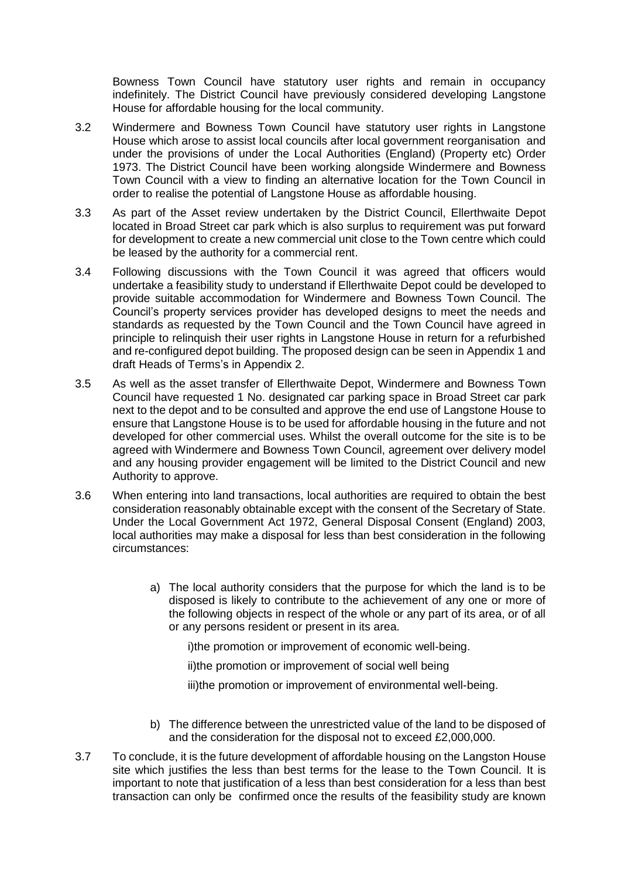Bowness Town Council have statutory user rights and remain in occupancy indefinitely. The District Council have previously considered developing Langstone House for affordable housing for the local community.

3.2 Windermere and Bowness Town Council have statutory user rights in Langstone House which arose to assist local councils after local government reorganisation and under the provisions of under the Local Authorities (England) (Property etc) Order 1973. The District Council have been working alongside Windermere and Bowness Town Council with a view to finding an alternative location for the Town Council in order to realise the potential of Langstone House as affordable housing.

3.3 As part of the Asset review undertaken by the District Council, Ellerthwaite Depot located in Broad Street car park which is also surplus to requirement was put forward for development to create a new commercial unit close to the Town centre which could be leased by the authority for a commercial rent.

3.4 Following discussions with the Town Council it was agreed that officers would undertake a feasibility study to understand if Ellerthwaite Depot could be developed to provide suitable accommodation for Windermere and Bowness Town Council. The Council's property services provider has developed designs to meet the needs and standards as requested by the Town Council and the Town Council have agreed in principle to relinquish their user rights in Langstone House in return for a refurbished and re-configured depot building. The proposed design can be seen in Appendix 1 and draft Heads of Terms's in Appendix 2.

3.5 As well as the asset transfer of Ellerthwaite Depot, Windermere and Bowness Town Council have requested 1 No. designated car parking space in Broad Street car park next to the depot and to be consulted and approve the end use of Langstone House to ensure that Langstone House is to be used for affordable housing in the future and not developed for other commercial uses. Whilst the overall outcome for the site is to be agreed with Windermere and Bowness Town Council, agreement over delivery model and any housing provider engagement will be limited to the District Council and new Authority to approve.

3.6 When entering into land transactions, local authorities are required to obtain the best consideration reasonably obtainable except with the consent of the Secretary of State. Under the Local Government Act 1972, General Disposal Consent (England) 2003, local authorities may make a disposal for less than best consideration in the following circumstances:

a) The local authority considers that the purpose for which the land is to be disposed is likely to contribute to the achievement of any one or more of the following objects in respect of the whole or any part of its area, or of all or any persons resident or present in its area.

   i)the promotion or improvement of economic well-being.

   ii)the promotion or improvement of social well being

   iii)the promotion or improvement of environmental well-being.

b) The difference between the unrestricted value of the land to be disposed of and the consideration for the disposal not to exceed £2,000,000.

3.7 To conclude, it is the future development of affordable housing on the Langston House site which justifies the less than best terms for the lease to the Town Council. It is important to note that justification of a less than best consideration for a less than best transaction can only be confirmed once the results of the feasibility study are known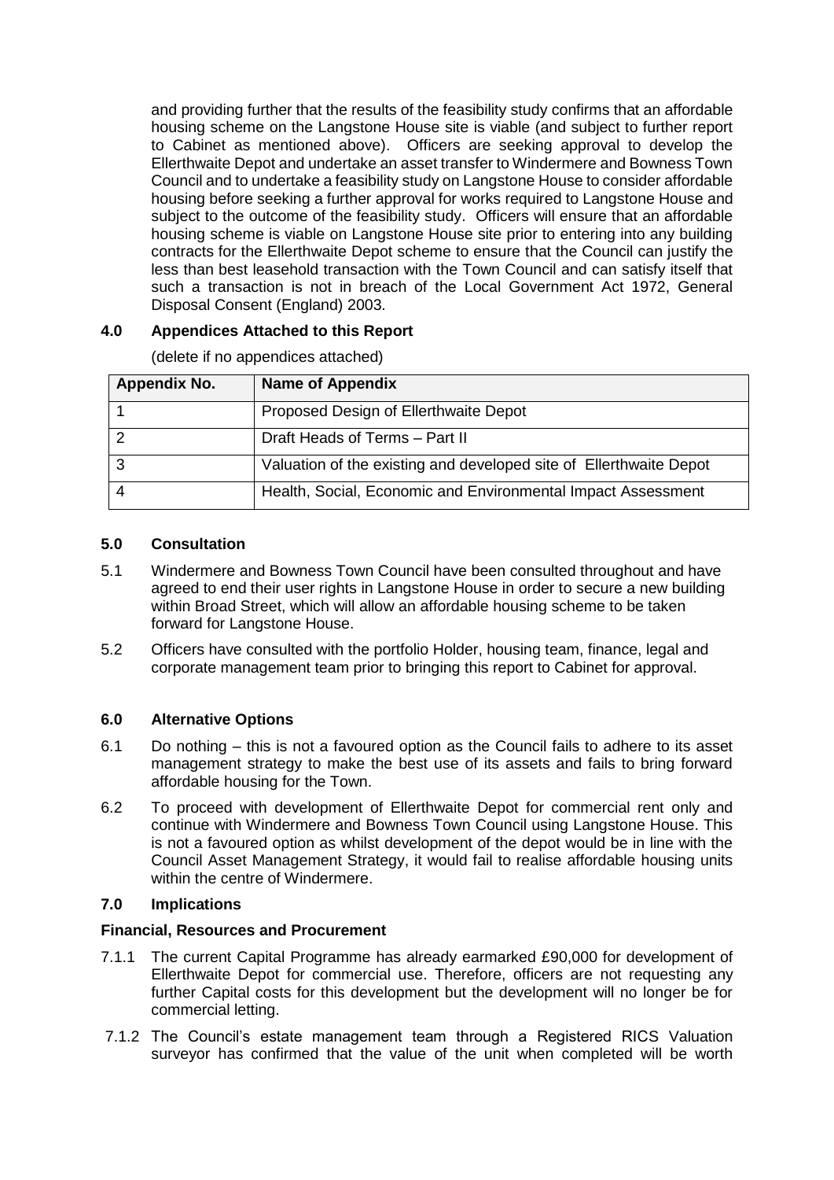and providing further that the results of the feasibility study confirms that an affordable housing scheme on the Langstone House site is viable (and subject to further report to Cabinet as mentioned above). Officers are seeking approval to develop the Ellerthwaite Depot and undertake an asset transfer to Windermere and Bowness Town Council and to undertake a feasibility study on Langstone House to consider affordable housing before seeking a further approval for works required to Langstone House and subject to the outcome of the feasibility study. Officers will ensure that an affordable housing scheme is viable on Langstone House site prior to entering into any building contracts for the Ellerthwaite Depot scheme to ensure that the Council can justify the less than best leasehold transaction with the Town Council and can satisfy itself that such a transaction is not in breach of the Local Government Act 1972, General Disposal Consent (England) 2003.

## 4.0 Appendices Attached to this Report

(delete if no appendices attached)

| Appendix No. | Name of Appendix |
|---|---|
| 1 | Proposed Design of Ellerthwaite Depot |
| 2 | Draft Heads of Terms – Part II |
| 3 | Valuation of the existing and developed site of Ellerthwaite Depot |
| 4 | Health, Social, Economic and Environmental Impact Assessment |

## 5.0 Consultation

5.1 Windermere and Bowness Town Council have been consulted throughout and have agreed to end their user rights in Langstone House in order to secure a new building within Broad Street, which will allow an affordable housing scheme to be taken forward for Langstone House.

5.2 Officers have consulted with the portfolio Holder, housing team, finance, legal and corporate management team prior to bringing this report to Cabinet for approval.

## 6.0 Alternative Options

6.1 Do nothing – this is not a favoured option as the Council fails to adhere to its asset management strategy to make the best use of its assets and fails to bring forward affordable housing for the Town.

6.2 To proceed with development of Ellerthwaite Depot for commercial rent only and continue with Windermere and Bowness Town Council using Langstone House. This is not a favoured option as whilst development of the depot would be in line with the Council Asset Management Strategy, it would fail to realise affordable housing units within the centre of Windermere.

## 7.0 Implications

### Financial, Resources and Procurement

7.1.1 The current Capital Programme has already earmarked £90,000 for development of Ellerthwaite Depot for commercial use. Therefore, officers are not requesting any further Capital costs for this development but the development will no longer be for commercial letting.

7.1.2 The Council's estate management team through a Registered RICS Valuation surveyor has confirmed that the value of the unit when completed will be worth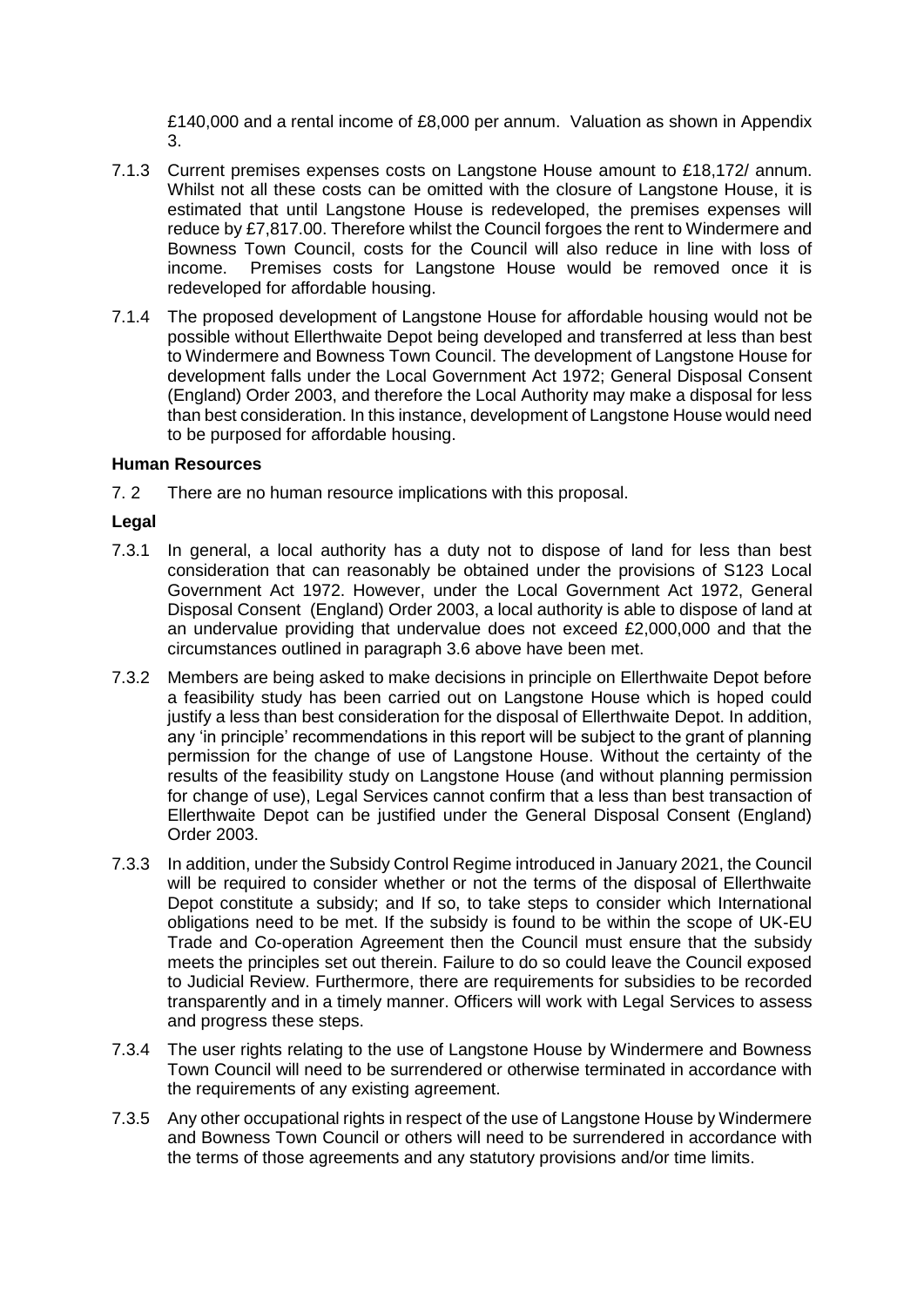£140,000 and a rental income of £8,000 per annum. Valuation as shown in Appendix 3.

7.1.3 Current premises expenses costs on Langstone House amount to £18,172/ annum. Whilst not all these costs can be omitted with the closure of Langstone House, it is estimated that until Langstone House is redeveloped, the premises expenses will reduce by £7,817.00. Therefore whilst the Council forgoes the rent to Windermere and Bowness Town Council, costs for the Council will also reduce in line with loss of income. Premises costs for Langstone House would be removed once it is redeveloped for affordable housing.

7.1.4 The proposed development of Langstone House for affordable housing would not be possible without Ellerthwaite Depot being developed and transferred at less than best to Windermere and Bowness Town Council. The development of Langstone House for development falls under the Local Government Act 1972; General Disposal Consent (England) Order 2003, and therefore the Local Authority may make a disposal for less than best consideration. In this instance, development of Langstone House would need to be purposed for affordable housing.

**Human Resources**

7. 2 There are no human resource implications with this proposal.

**Legal**

7.3.1 In general, a local authority has a duty not to dispose of land for less than best consideration that can reasonably be obtained under the provisions of S123 Local Government Act 1972. However, under the Local Government Act 1972, General Disposal Consent (England) Order 2003, a local authority is able to dispose of land at an undervalue providing that undervalue does not exceed £2,000,000 and that the circumstances outlined in paragraph 3.6 above have been met.

7.3.2 Members are being asked to make decisions in principle on Ellerthwaite Depot before a feasibility study has been carried out on Langstone House which is hoped could justify a less than best consideration for the disposal of Ellerthwaite Depot. In addition, any 'in principle' recommendations in this report will be subject to the grant of planning permission for the change of use of Langstone House. Without the certainty of the results of the feasibility study on Langstone House (and without planning permission for change of use), Legal Services cannot confirm that a less than best transaction of Ellerthwaite Depot can be justified under the General Disposal Consent (England) Order 2003.

7.3.3 In addition, under the Subsidy Control Regime introduced in January 2021, the Council will be required to consider whether or not the terms of the disposal of Ellerthwaite Depot constitute a subsidy; and If so, to take steps to consider which International obligations need to be met. If the subsidy is found to be within the scope of UK-EU Trade and Co-operation Agreement then the Council must ensure that the subsidy meets the principles set out therein. Failure to do so could leave the Council exposed to Judicial Review. Furthermore, there are requirements for subsidies to be recorded transparently and in a timely manner. Officers will work with Legal Services to assess and progress these steps.

7.3.4 The user rights relating to the use of Langstone House by Windermere and Bowness Town Council will need to be surrendered or otherwise terminated in accordance with the requirements of any existing agreement.

7.3.5 Any other occupational rights in respect of the use of Langstone House by Windermere and Bowness Town Council or others will need to be surrendered in accordance with the terms of those agreements and any statutory provisions and/or time limits.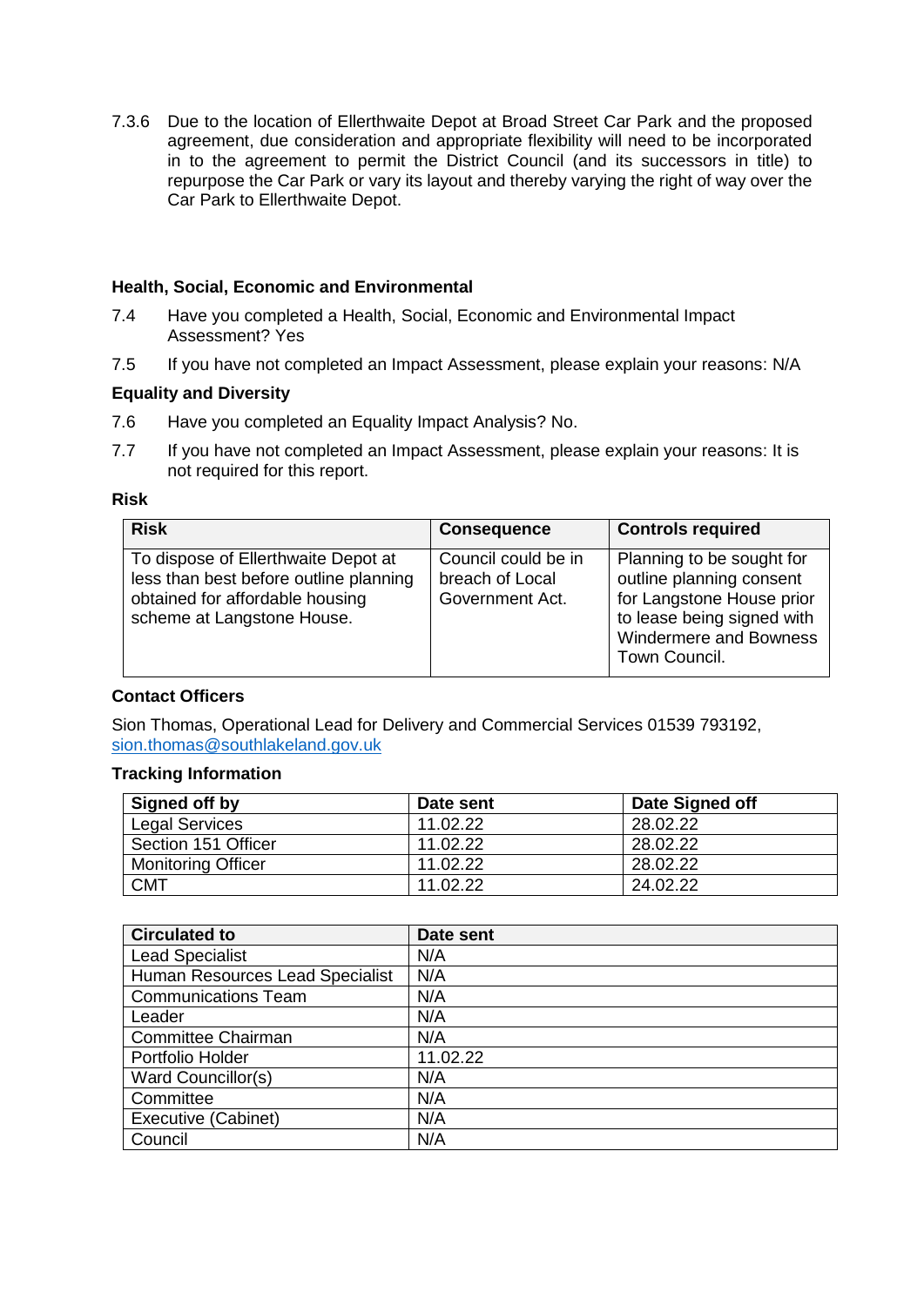7.3.6 Due to the location of Ellerthwaite Depot at Broad Street Car Park and the proposed agreement, due consideration and appropriate flexibility will need to be incorporated in to the agreement to permit the District Council (and its successors in title) to repurpose the Car Park or vary its layout and thereby varying the right of way over the Car Park to Ellerthwaite Depot.

**Health, Social, Economic and Environmental**

7.4 Have you completed a Health, Social, Economic and Environmental Impact Assessment? Yes

7.5 If you have not completed an Impact Assessment, please explain your reasons: N/A

**Equality and Diversity**

7.6 Have you completed an Equality Impact Analysis? No.

7.7 If you have not completed an Impact Assessment, please explain your reasons: It is not required for this report.

**Risk**

| Risk | Consequence | Controls required |
|---|---|---|
| To dispose of Ellerthwaite Depot at less than best before outline planning obtained for affordable housing scheme at Langstone House. | Council could be in breach of Local Government Act. | Planning to be sought for outline planning consent for Langstone House prior to lease being signed with Windermere and Bowness Town Council. |

**Contact Officers**

Sion Thomas, Operational Lead for Delivery and Commercial Services 01539 793192, sion.thomas@southlakeland.gov.uk

**Tracking Information**

| Signed off by | Date sent | Date Signed off |
|---|---|---|
| Legal Services | 11.02.22 | 28.02.22 |
| Section 151 Officer | 11.02.22 | 28.02.22 |
| Monitoring Officer | 11.02.22 | 28.02.22 |
| CMT | 11.02.22 | 24.02.22 |

| Circulated to | Date sent |
|---|---|
| Lead Specialist | N/A |
| Human Resources Lead Specialist | N/A |
| Communications Team | N/A |
| Leader | N/A |
| Committee Chairman | N/A |
| Portfolio Holder | 11.02.22 |
| Ward Councillor(s) | N/A |
| Committee | N/A |
| Executive (Cabinet) | N/A |
| Council | N/A |